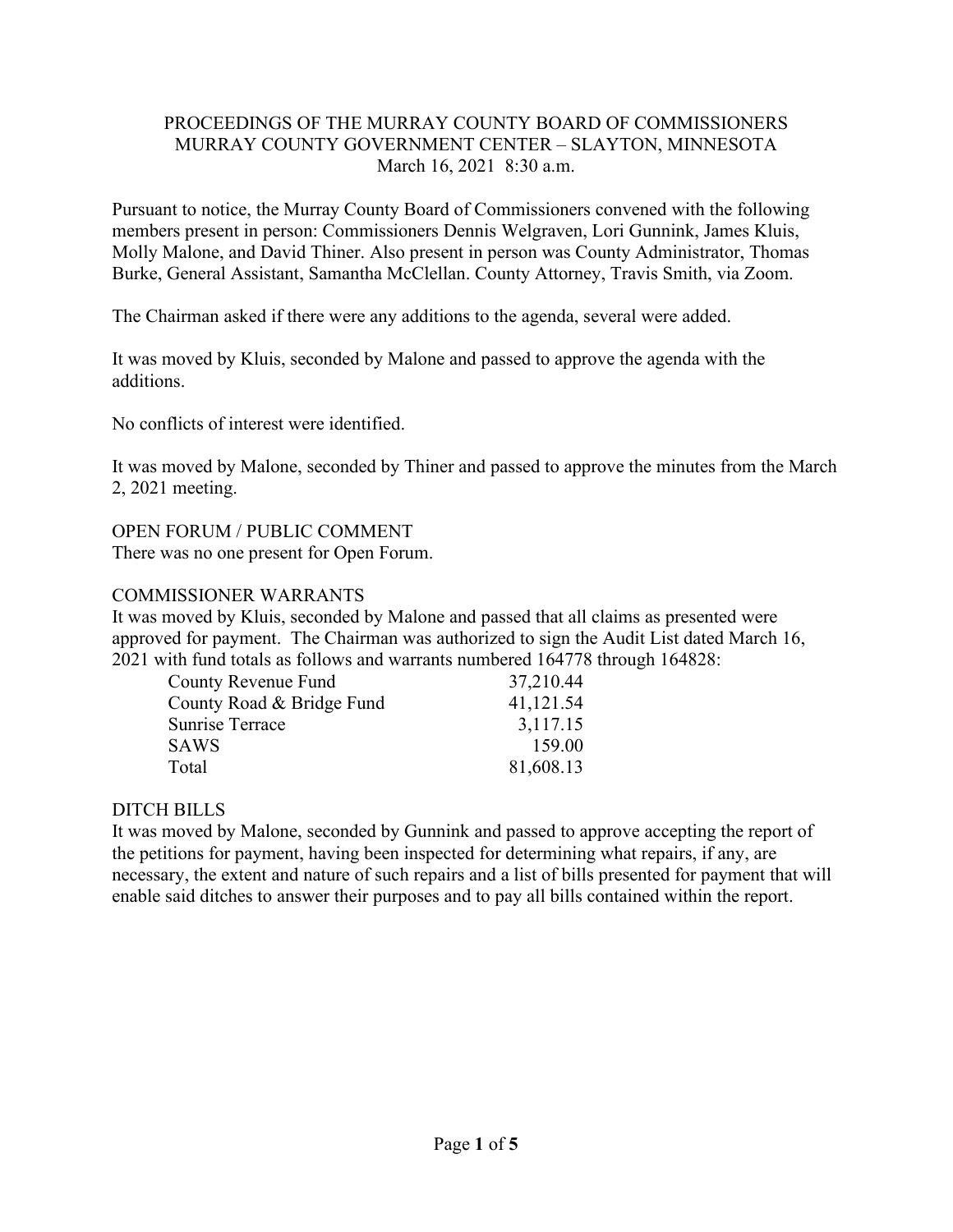# PROCEEDINGS OF THE MURRAY COUNTY BOARD OF COMMISSIONERS
## MURRAY COUNTY GOVERNMENT CENTER – SLAYTON, MINNESOTA
### March 16, 2021 8:30 a.m.

Pursuant to notice, the Murray County Board of Commissioners convened with the following members present in person: Commissioners Dennis Welgraven, Lori Gunnink, James Kluis, Molly Malone, and David Thiner. Also present in person was County Administrator, Thomas Burke, General Assistant, Samantha McClellan. County Attorney, Travis Smith, via Zoom.

The Chairman asked if there were any additions to the agenda, several were added.

It was moved by Kluis, seconded by Malone and passed to approve the agenda with the additions.

No conflicts of interest were identified.

It was moved by Malone, seconded by Thiner and passed to approve the minutes from the March 2, 2021 meeting.

OPEN FORUM / PUBLIC COMMENT

There was no one present for Open Forum.

COMMISSIONER WARRANTS

It was moved by Kluis, seconded by Malone and passed that all claims as presented were approved for payment. The Chairman was authorized to sign the Audit List dated March 16, 2021 with fund totals as follows and warrants numbered 164778 through 164828:

| | |
|---|---|
| County Revenue Fund | 37,210.44 |
| County Road & Bridge Fund | 41,121.54 |
| Sunrise Terrace | 3,117.15 |
| SAWS | 159.00 |
| Total | 81,608.13 |

DITCH BILLS

It was moved by Malone, seconded by Gunnink and passed to approve accepting the report of the petitions for payment, having been inspected for determining what repairs, if any, are necessary, the extent and nature of such repairs and a list of bills presented for payment that will enable said ditches to answer their purposes and to pay all bills contained within the report.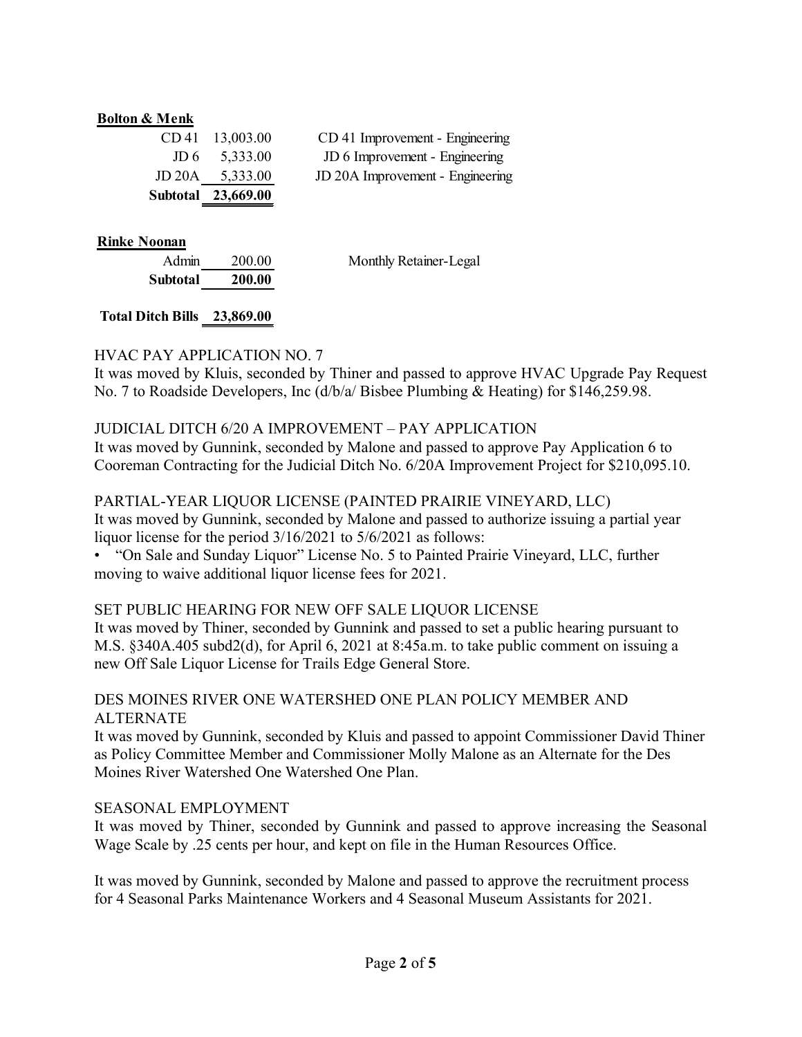**Bolton & Menk**

| | | |
|---|---|---|
| CD 41 | 13,003.00 | CD 41 Improvement - Engineering |
| JD 6 | 5,333.00 | JD 6 Improvement - Engineering |
| JD 20A | 5,333.00 | JD 20A Improvement - Engineering |
| **Subtotal** | **23,669.00** | |

**Rinke Noonan**

| | | |
|---|---|---|
| Admin | 200.00 | Monthly Retainer-Legal |
| **Subtotal** | **200.00** | |

**Total Ditch Bills 23,869.00**

HVAC PAY APPLICATION NO. 7

It was moved by Kluis, seconded by Thiner and passed to approve HVAC Upgrade Pay Request No. 7 to Roadside Developers, Inc (d/b/a/ Bisbee Plumbing & Heating) for $146,259.98.

JUDICIAL DITCH 6/20 A IMPROVEMENT – PAY APPLICATION

It was moved by Gunnink, seconded by Malone and passed to approve Pay Application 6 to Cooreman Contracting for the Judicial Ditch No. 6/20A Improvement Project for $210,095.10.

PARTIAL-YEAR LIQUOR LICENSE (PAINTED PRAIRIE VINEYARD, LLC)

It was moved by Gunnink, seconded by Malone and passed to authorize issuing a partial year liquor license for the period 3/16/2021 to 5/6/2021 as follows:

- "On Sale and Sunday Liquor" License No. 5 to Painted Prairie Vineyard, LLC, further moving to waive additional liquor license fees for 2021.

SET PUBLIC HEARING FOR NEW OFF SALE LIQUOR LICENSE

It was moved by Thiner, seconded by Gunnink and passed to set a public hearing pursuant to M.S. §340A.405 subd2(d), for April 6, 2021 at 8:45a.m. to take public comment on issuing a new Off Sale Liquor License for Trails Edge General Store.

DES MOINES RIVER ONE WATERSHED ONE PLAN POLICY MEMBER AND ALTERNATE

It was moved by Gunnink, seconded by Kluis and passed to appoint Commissioner David Thiner as Policy Committee Member and Commissioner Molly Malone as an Alternate for the Des Moines River Watershed One Watershed One Plan.

SEASONAL EMPLOYMENT

It was moved by Thiner, seconded by Gunnink and passed to approve increasing the Seasonal Wage Scale by .25 cents per hour, and kept on file in the Human Resources Office.

It was moved by Gunnink, seconded by Malone and passed to approve the recruitment process for 4 Seasonal Parks Maintenance Workers and 4 Seasonal Museum Assistants for 2021.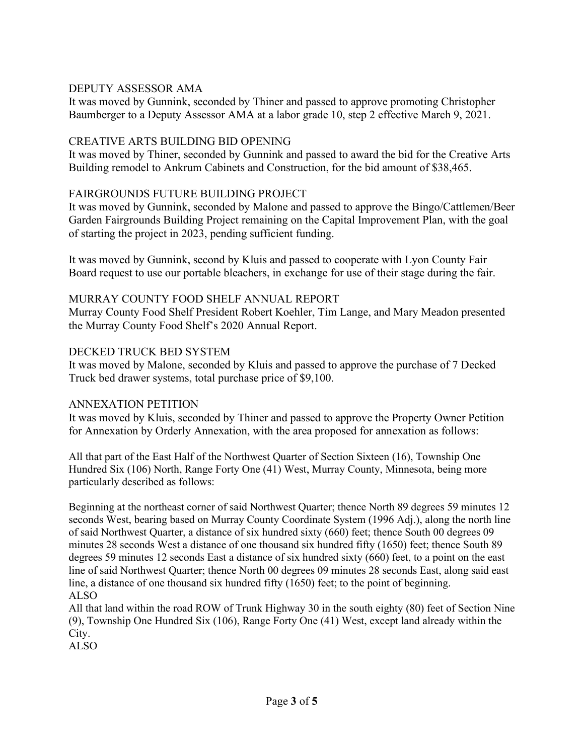## DEPUTY ASSESSOR AMA

It was moved by Gunnink, seconded by Thiner and passed to approve promoting Christopher Baumberger to a Deputy Assessor AMA at a labor grade 10, step 2 effective March 9, 2021.

## CREATIVE ARTS BUILDING BID OPENING

It was moved by Thiner, seconded by Gunnink and passed to award the bid for the Creative Arts Building remodel to Ankrum Cabinets and Construction, for the bid amount of $38,465.

## FAIRGROUNDS FUTURE BUILDING PROJECT

It was moved by Gunnink, seconded by Malone and passed to approve the Bingo/Cattlemen/Beer Garden Fairgrounds Building Project remaining on the Capital Improvement Plan, with the goal of starting the project in 2023, pending sufficient funding.

It was moved by Gunnink, second by Kluis and passed to cooperate with Lyon County Fair Board request to use our portable bleachers, in exchange for use of their stage during the fair.

## MURRAY COUNTY FOOD SHELF ANNUAL REPORT

Murray County Food Shelf President Robert Koehler, Tim Lange, and Mary Meadon presented the Murray County Food Shelf's 2020 Annual Report.

## DECKED TRUCK BED SYSTEM

It was moved by Malone, seconded by Kluis and passed to approve the purchase of 7 Decked Truck bed drawer systems, total purchase price of $9,100.

## ANNEXATION PETITION

It was moved by Kluis, seconded by Thiner and passed to approve the Property Owner Petition for Annexation by Orderly Annexation, with the area proposed for annexation as follows:

All that part of the East Half of the Northwest Quarter of Section Sixteen (16), Township One Hundred Six (106) North, Range Forty One (41) West, Murray County, Minnesota, being more particularly described as follows:

Beginning at the northeast corner of said Northwest Quarter; thence North 89 degrees 59 minutes 12 seconds West, bearing based on Murray County Coordinate System (1996 Adj.), along the north line of said Northwest Quarter, a distance of six hundred sixty (660) feet; thence South 00 degrees 09 minutes 28 seconds West a distance of one thousand six hundred fifty (1650) feet; thence South 89 degrees 59 minutes 12 seconds East a distance of six hundred sixty (660) feet, to a point on the east line of said Northwest Quarter; thence North 00 degrees 09 minutes 28 seconds East, along said east line, a distance of one thousand six hundred fifty (1650) feet; to the point of beginning.
ALSO
All that land within the road ROW of Trunk Highway 30 in the south eighty (80) feet of Section Nine (9), Township One Hundred Six (106), Range Forty One (41) West, except land already within the City.
ALSO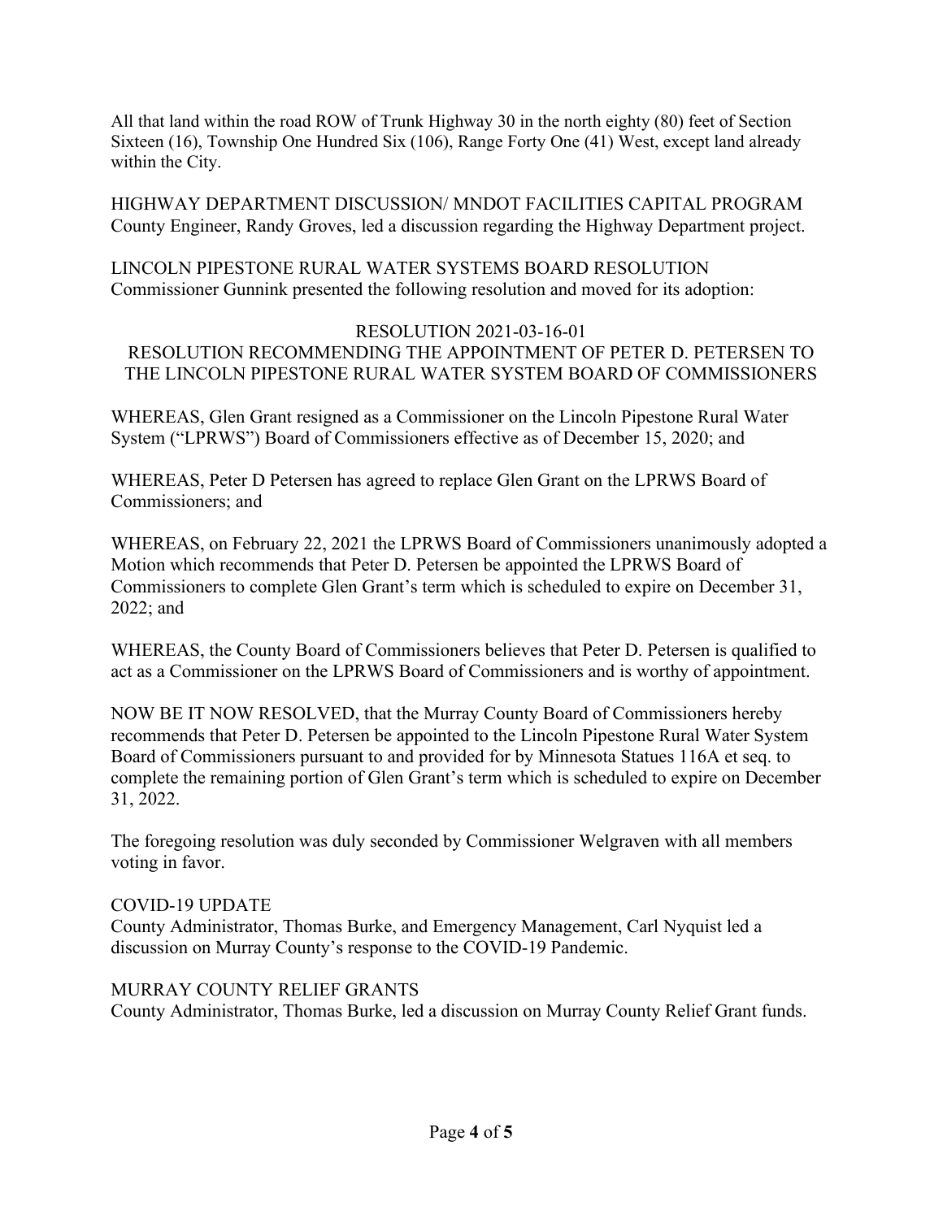All that land within the road ROW of Trunk Highway 30 in the north eighty (80) feet of Section Sixteen (16), Township One Hundred Six (106), Range Forty One (41) West, except land already within the City.

HIGHWAY DEPARTMENT DISCUSSION/ MNDOT FACILITIES CAPITAL PROGRAM
County Engineer, Randy Groves, led a discussion regarding the Highway Department project.

LINCOLN PIPESTONE RURAL WATER SYSTEMS BOARD RESOLUTION
Commissioner Gunnink presented the following resolution and moved for its adoption:

RESOLUTION 2021-03-16-01
RESOLUTION RECOMMENDING THE APPOINTMENT OF PETER D. PETERSEN TO THE LINCOLN PIPESTONE RURAL WATER SYSTEM BOARD OF COMMISSIONERS

WHEREAS, Glen Grant resigned as a Commissioner on the Lincoln Pipestone Rural Water System ("LPRWS") Board of Commissioners effective as of December 15, 2020; and

WHEREAS, Peter D Petersen has agreed to replace Glen Grant on the LPRWS Board of Commissioners; and

WHEREAS, on February 22, 2021 the LPRWS Board of Commissioners unanimously adopted a Motion which recommends that Peter D. Petersen be appointed the LPRWS Board of Commissioners to complete Glen Grant's term which is scheduled to expire on December 31, 2022; and

WHEREAS, the County Board of Commissioners believes that Peter D. Petersen is qualified to act as a Commissioner on the LPRWS Board of Commissioners and is worthy of appointment.

NOW BE IT NOW RESOLVED, that the Murray County Board of Commissioners hereby recommends that Peter D. Petersen be appointed to the Lincoln Pipestone Rural Water System Board of Commissioners pursuant to and provided for by Minnesota Statues 116A et seq. to complete the remaining portion of Glen Grant's term which is scheduled to expire on December 31, 2022.

The foregoing resolution was duly seconded by Commissioner Welgraven with all members voting in favor.

COVID-19 UPDATE
County Administrator, Thomas Burke, and Emergency Management, Carl Nyquist led a discussion on Murray County's response to the COVID-19 Pandemic.

MURRAY COUNTY RELIEF GRANTS
County Administrator, Thomas Burke, led a discussion on Murray County Relief Grant funds.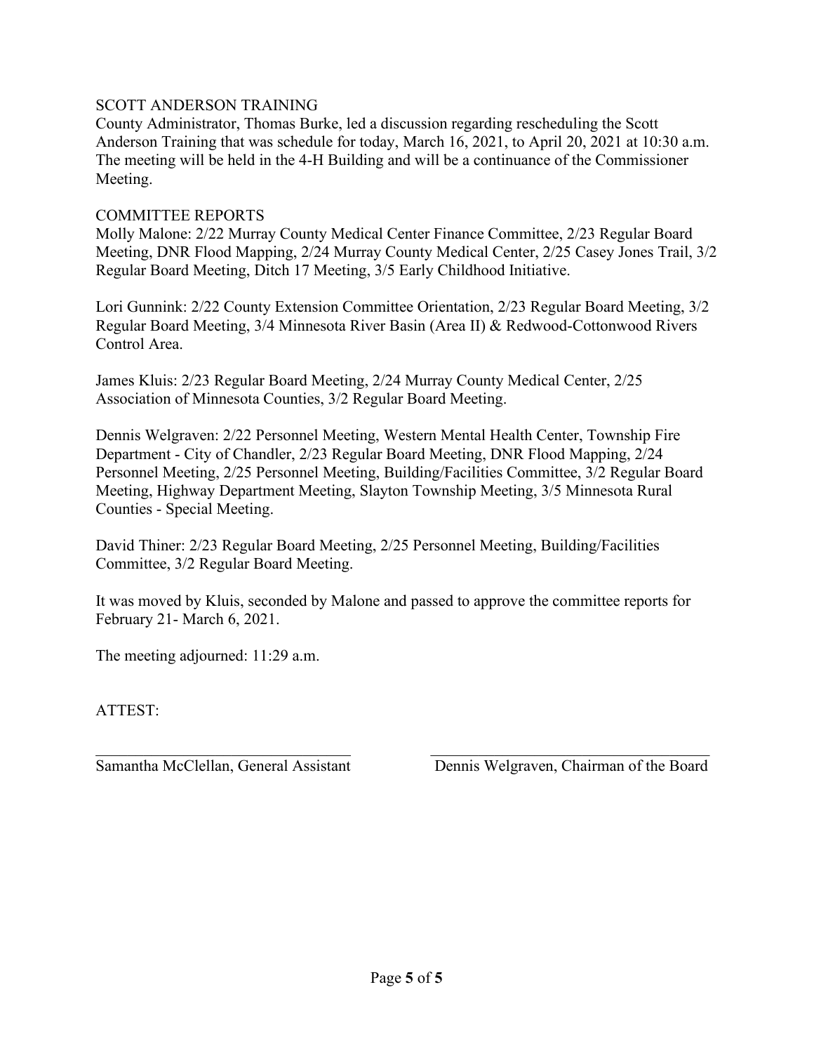## SCOTT ANDERSON TRAINING

County Administrator, Thomas Burke, led a discussion regarding rescheduling the Scott Anderson Training that was schedule for today, March 16, 2021, to April 20, 2021 at 10:30 a.m. The meeting will be held in the 4-H Building and will be a continuance of the Commissioner Meeting.

## COMMITTEE REPORTS

Molly Malone: 2/22 Murray County Medical Center Finance Committee, 2/23 Regular Board Meeting, DNR Flood Mapping, 2/24 Murray County Medical Center, 2/25 Casey Jones Trail, 3/2 Regular Board Meeting, Ditch 17 Meeting, 3/5 Early Childhood Initiative.

Lori Gunnink: 2/22 County Extension Committee Orientation, 2/23 Regular Board Meeting, 3/2 Regular Board Meeting, 3/4 Minnesota River Basin (Area II) & Redwood-Cottonwood Rivers Control Area.

James Kluis: 2/23 Regular Board Meeting, 2/24 Murray County Medical Center, 2/25 Association of Minnesota Counties, 3/2 Regular Board Meeting.

Dennis Welgraven: 2/22 Personnel Meeting, Western Mental Health Center, Township Fire Department - City of Chandler, 2/23 Regular Board Meeting, DNR Flood Mapping, 2/24 Personnel Meeting, 2/25 Personnel Meeting, Building/Facilities Committee, 3/2 Regular Board Meeting, Highway Department Meeting, Slayton Township Meeting, 3/5 Minnesota Rural Counties - Special Meeting.

David Thiner: 2/23 Regular Board Meeting, 2/25 Personnel Meeting, Building/Facilities Committee, 3/2 Regular Board Meeting.

It was moved by Kluis, seconded by Malone and passed to approve the committee reports for February 21- March 6, 2021.

The meeting adjourned: 11:29 a.m.

ATTEST:

\_\_\_\_\_\_\_\_\_\_\_\_\_\_\_\_\_\_\_\_\_\_\_\_\_\_\_\_\_\_\_\_\_\_ \_\_\_\_\_\_\_\_\_\_\_\_\_\_\_\_\_\_\_\_\_\_\_\_\_\_\_\_\_\_\_\_\_\_\_\_\_

Samantha McClellan, General Assistant Dennis Welgraven, Chairman of the Board